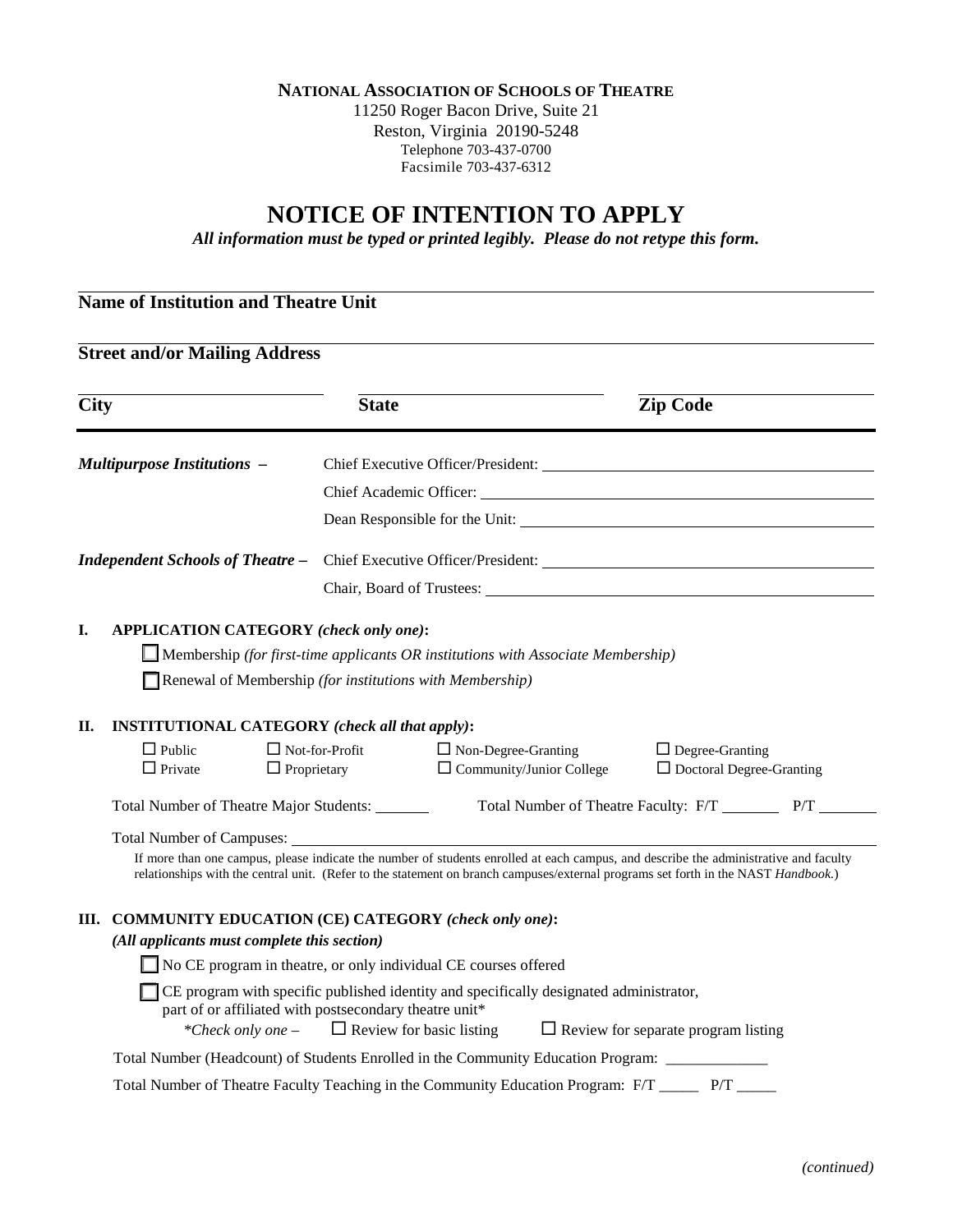**NATIONAL ASSOCIATION OF SCHOOLS OF THEATRE**
11250 Roger Bacon Drive, Suite 21
Reston, Virginia 20190-5248
Telephone 703-437-0700
Facsimile 703-437-6312

# NOTICE OF INTENTION TO APPLY

***All information must be typed or printed legibly. Please do not retype this form.***

---

**Name of Institution and Theatre Unit**

---

**Street and/or Mailing Address**

---

**City** **State** **Zip Code**

---

***Multipurpose Institutions –*** Chief Executive Officer/President: ______________________

Chief Academic Officer: ______________________

Dean Responsible for the Unit: ______________________

***Independent Schools of Theatre –*** Chief Executive Officer/President: ______________________

Chair, Board of Trustees: ______________________

## I. APPLICATION CATEGORY *(check only one)*:

☐ Membership *(for first-time applicants OR institutions with Associate Membership)*

☐ Renewal of Membership *(for institutions with Membership)*

## II. INSTITUTIONAL CATEGORY *(check all that apply)*:

☐ Public ☐ Not-for-Profit ☐ Non-Degree-Granting ☐ Degree-Granting
☐ Private ☐ Proprietary ☐ Community/Junior College ☐ Doctoral Degree-Granting

Total Number of Theatre Major Students: _______ Total Number of Theatre Faculty: F/T _______ P/T _______

Total Number of Campuses: ______________________

If more than one campus, please indicate the number of students enrolled at each campus, and describe the administrative and faculty relationships with the central unit. (Refer to the statement on branch campuses/external programs set forth in the NAST *Handbook.*)

## III. COMMUNITY EDUCATION (CE) CATEGORY *(check only one)*:

***(All applicants must complete this section)***

☐ No CE program in theatre, or only individual CE courses offered

☐ CE program with specific published identity and specifically designated administrator, part of or affiliated with postsecondary theatre unit*

*\*Check only one –* ☐ Review for basic listing ☐ Review for separate program listing

Total Number (Headcount) of Students Enrolled in the Community Education Program: _____________

Total Number of Theatre Faculty Teaching in the Community Education Program: F/T _____ P/T _____

*(continued)*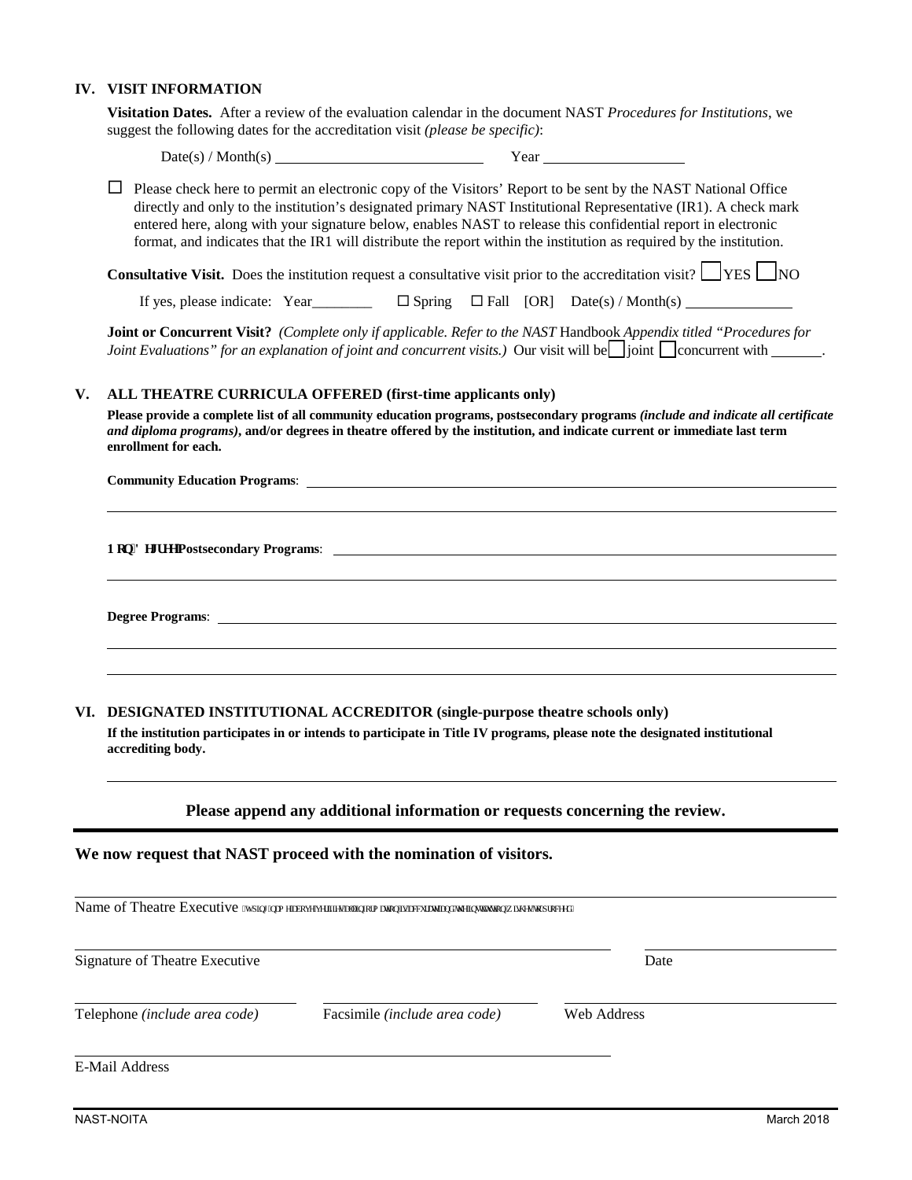## IV. VISIT INFORMATION

**Visitation Dates.** After a review of the evaluation calendar in the document NAST *Procedures for Institutions*, we suggest the following dates for the accreditation visit *(please be specific)*:

Date(s) / Month(s) ____________________________ Year ____________________

☐ Please check here to permit an electronic copy of the Visitors' Report to be sent by the NAST National Office directly and only to the institution's designated primary NAST Institutional Representative (IR1). A check mark entered here, along with your signature below, enables NAST to release this confidential report in electronic format, and indicates that the IR1 will distribute the report within the institution as required by the institution.

**Consultative Visit.** Does the institution request a consultative visit prior to the accreditation visit? ☐ YES ☐ NO

If yes, please indicate: Year________ ☐ Spring ☐ Fall [OR] Date(s) / Month(s) ______________

**Joint or Concurrent Visit?** *(Complete only if applicable. Refer to the NAST* Handbook *Appendix titled "Procedures for Joint Evaluations" for an explanation of joint and concurrent visits.)* Our visit will be ☐ joint ☐ concurrent with _______.

## V. ALL THEATRE CURRICULA OFFERED (first-time applicants only)

**Please provide a complete list of all community education programs, postsecondary programs *(include and indicate all certificate and diploma programs)*, and/or degrees in theatre offered by the institution, and indicate current or immediate last term enrollment for each.**

**Community Education Programs**: ____________________________________________

**Non-Degree Postsecondary Programs**: ____________________________________________

**Degree Programs**: ____________________________________________

## VI. DESIGNATED INSTITUTIONAL ACCREDITOR (single-purpose theatre schools only)

**If the institution participates in or intends to participate in Title IV programs, please note the designated institutional accrediting body.**

____________________________________________

**Please append any additional information or requests concerning the review.**

**We now request that NAST proceed with the nomination of visitors.**

____________________________________________

Name of Theatre Executive (type in full name above; verify title and formal name for accuracy and consistency with the contact information provided)

____________________________________________ ____________________

Signature of Theatre Executive Date

____________________ ____________________ ____________________

Telephone *(include area code)* Facsimile *(include area code)* Web Address

____________________________________________

E-Mail Address

NAST-NOITA March 2018